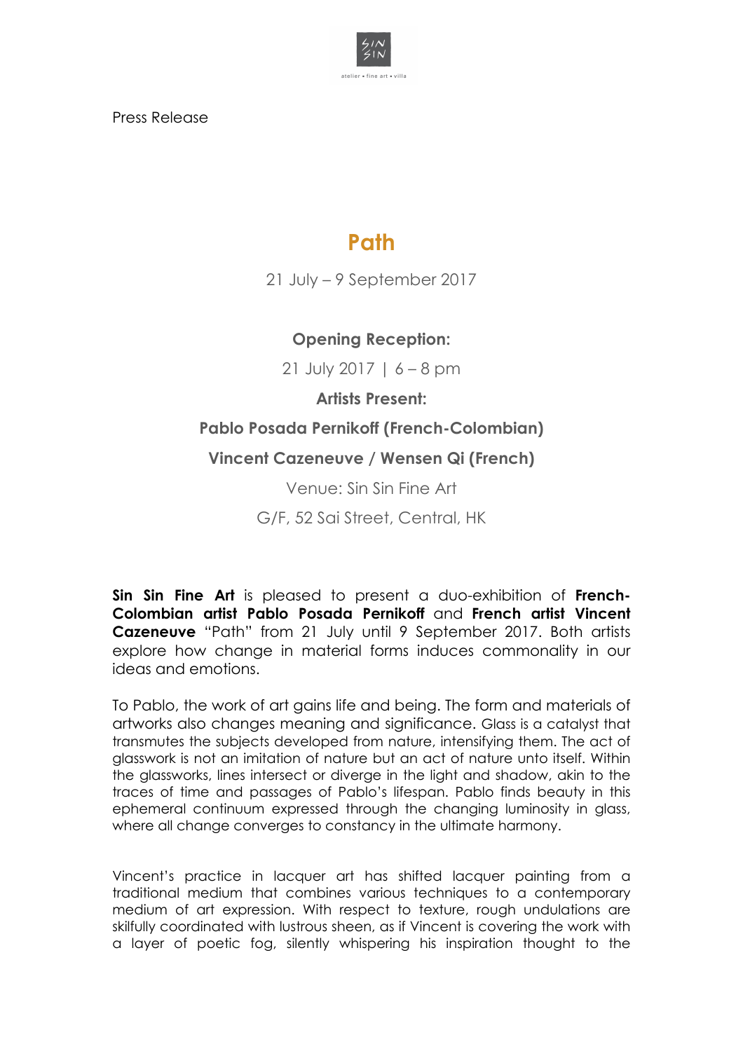Press Release

# Path

21 July – 9 September 2017

**Opening Reception:**

21 July 2017 | 6 – 8 pm

**Artists Present:**

**Pablo Posada Pernikoff (French-Colombian)**

**Vincent Cazeneuve / Wensen Qi (French)**

Venue: Sin Sin Fine Art

G/F, 52 Sai Street, Central, HK

**Sin Sin Fine Art** is pleased to present a duo-exhibition of **French-Colombian artist Pablo Posada Pernikoff** and **French artist Vincent Cazeneuve** "Path" from 21 July until 9 September 2017. Both artists explore how change in material forms induces commonality in our ideas and emotions.

To Pablo, the work of art gains life and being. The form and materials of artworks also changes meaning and significance. Glass is a catalyst that transmutes the subjects developed from nature, intensifying them. The act of glasswork is not an imitation of nature but an act of nature unto itself. Within the glassworks, lines intersect or diverge in the light and shadow, akin to the traces of time and passages of Pablo's lifespan. Pablo finds beauty in this ephemeral continuum expressed through the changing luminosity in glass, where all change converges to constancy in the ultimate harmony.

Vincent's practice in lacquer art has shifted lacquer painting from a traditional medium that combines various techniques to a contemporary medium of art expression. With respect to texture, rough undulations are skilfully coordinated with lustrous sheen, as if Vincent is covering the work with a layer of poetic fog, silently whispering his inspiration thought to the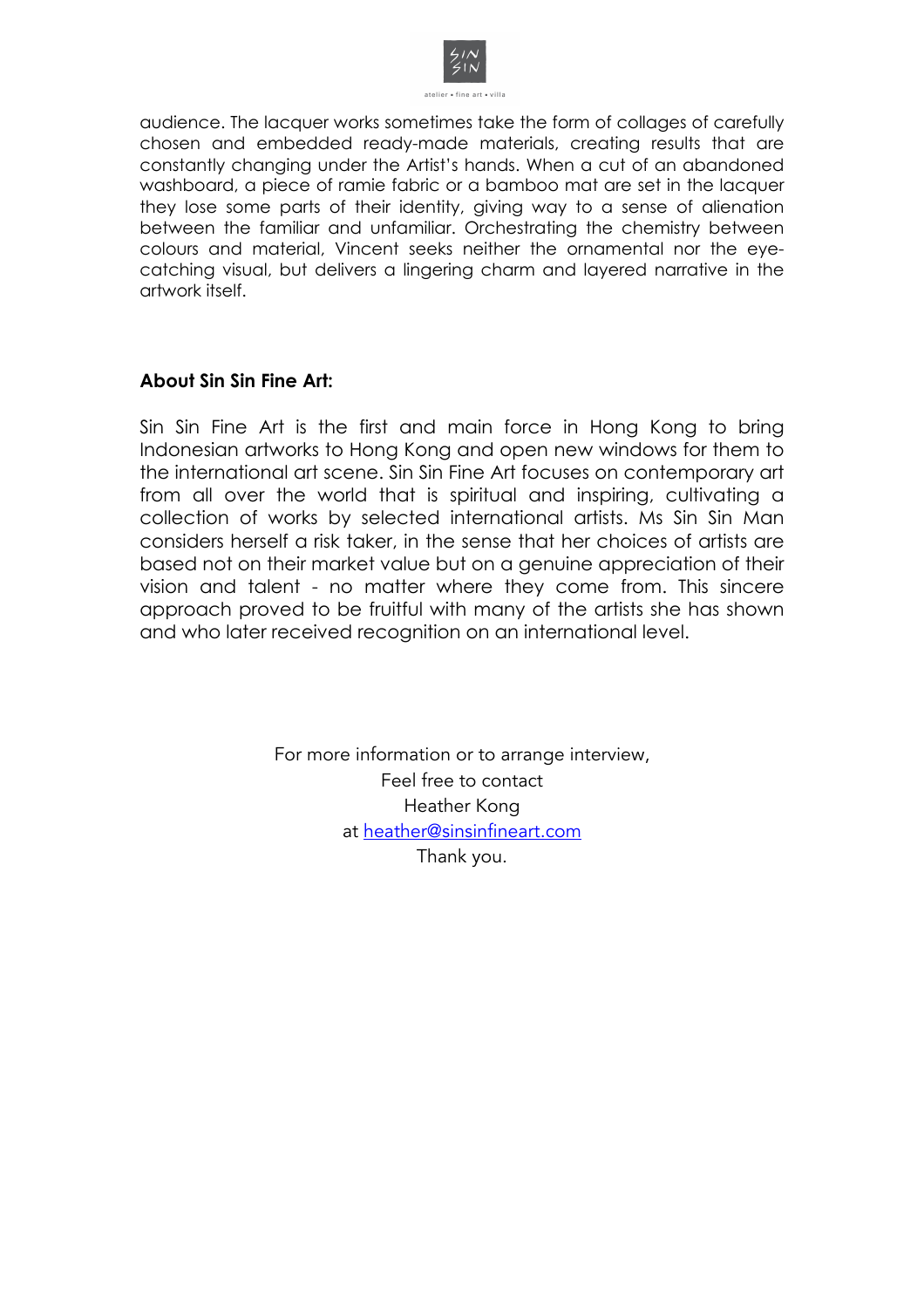audience. The lacquer works sometimes take the form of collages of carefully chosen and embedded ready-made materials, creating results that are constantly changing under the Artist's hands. When a cut of an abandoned washboard, a piece of ramie fabric or a bamboo mat are set in the lacquer they lose some parts of their identity, giving way to a sense of alienation between the familiar and unfamiliar. Orchestrating the chemistry between colours and material, Vincent seeks neither the ornamental nor the eye-catching visual, but delivers a lingering charm and layered narrative in the artwork itself.

**About Sin Sin Fine Art:**

Sin Sin Fine Art is the first and main force in Hong Kong to bring Indonesian artworks to Hong Kong and open new windows for them to the international art scene. Sin Sin Fine Art focuses on contemporary art from all over the world that is spiritual and inspiring, cultivating a collection of works by selected international artists. Ms Sin Sin Man considers herself a risk taker, in the sense that her choices of artists are based not on their market value but on a genuine appreciation of their vision and talent - no matter where they come from. This sincere approach proved to be fruitful with many of the artists she has shown and who later received recognition on an international level.

For more information or to arrange interview,
Feel free to contact
Heather Kong
at heather@sinsinfineart.com
Thank you.